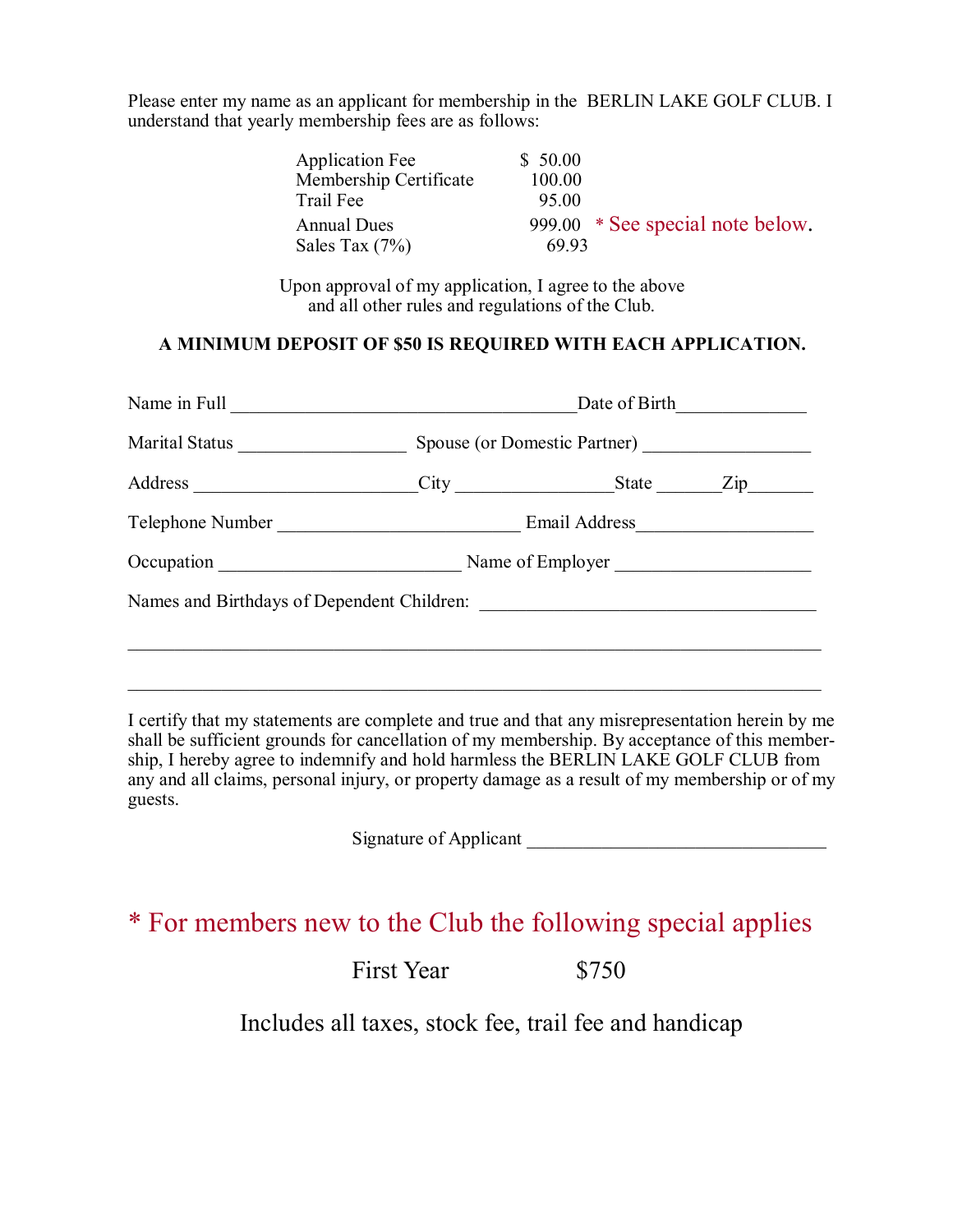Please enter my name as an applicant for membership in the BERLIN LAKE GOLF CLUB. I understand that yearly membership fees are as follows:

| | | |
|---|---|---|
| Application Fee | $ 50.00 | |
| Membership Certificate | 100.00 | |
| Trail Fee | 95.00 | |
| Annual Dues | 999.00 | * See special note below. |
| Sales Tax (7%) | 69.93 | |

Upon approval of my application, I agree to the above and all other rules and regulations of the Club.

**A MINIMUM DEPOSIT OF $50 IS REQUIRED WITH EACH APPLICATION.**

Name in Full ____________________________________ Date of Birth _____________

Marital Status _________________ Spouse (or Domestic Partner) _________________

Address _______________________ City ________________ State ______ Zip _______

Telephone Number _________________________ Email Address __________________

Occupation _________________________ Name of Employer ____________________

Names and Birthdays of Dependent Children: __________________________________

________________________________________________________________________

________________________________________________________________________

I certify that my statements are complete and true and that any misrepresentation herein by me shall be sufficient grounds for cancellation of my membership. By acceptance of this membership, I hereby agree to indemnify and hold harmless the BERLIN LAKE GOLF CLUB from any and all claims, personal injury, or property damage as a result of my membership or of my guests.

Signature of Applicant _______________________________

## * For members new to the Club the following special applies

First Year $750

Includes all taxes, stock fee, trail fee and handicap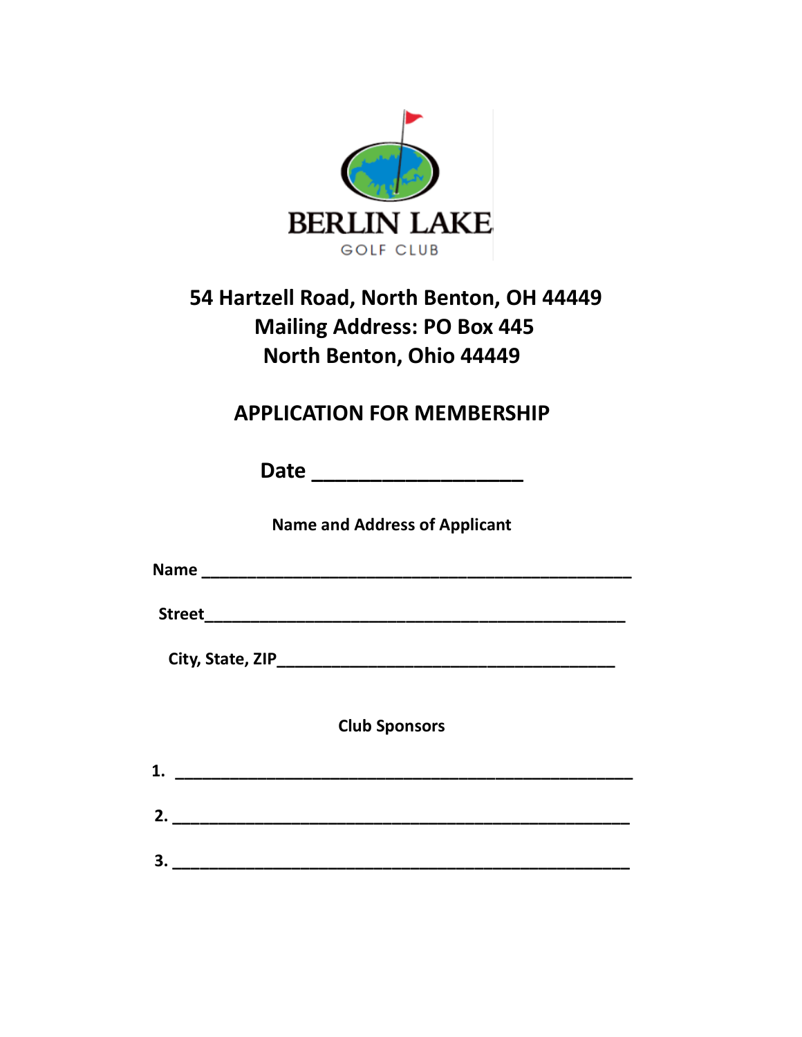BERLIN LAKE

GOLF CLUB

**54 Hartzell Road, North Benton, OH 44449**
**Mailing Address: PO Box 445**
**North Benton, Ohio 44449**

## APPLICATION FOR MEMBERSHIP

**Date ___________________**

**Name and Address of Applicant**

**Name** _______________________________________________

**Street**_______________________________________________

**City, State, ZIP**_______________________________________

**Club Sponsors**

1. _______________________________________________
2. _______________________________________________
3. _______________________________________________